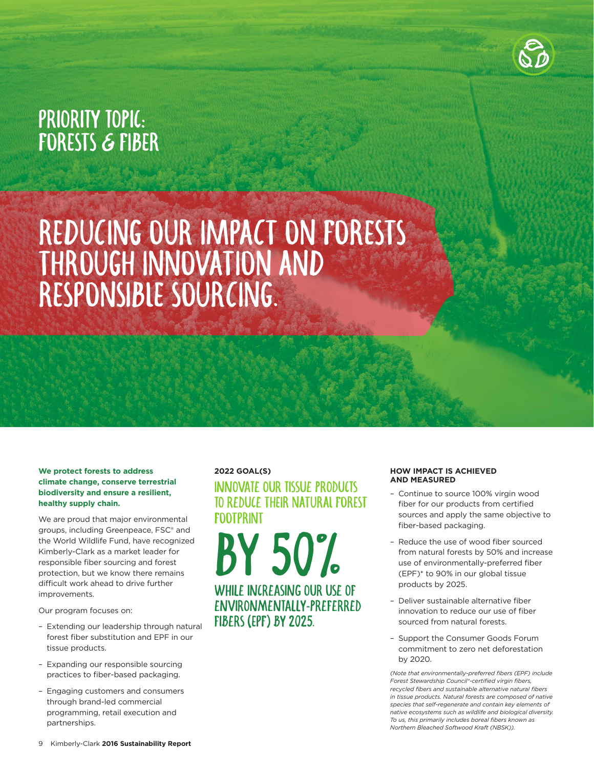## PRIORITY TOPIC: FORESTS & FIBER

# REDUCING OUR IMPACT ON FORESTS THROUGH INNOVATION AND RESPONSIBLE SOURCING.

**We protect forests to address climate change, conserve terrestrial biodiversity and ensure a resilient, healthy supply chain.**

We are proud that major environmental groups, including Greenpeace, FSC® and the World Wildlife Fund, have recognized Kimberly-Clark as a market leader for responsible fiber sourcing and forest protection, but we know there remains difficult work ahead to drive further improvements.

Our program focuses on:

- Extending our leadership through natural forest fiber substitution and EPF in our tissue products.
- Expanding our responsible sourcing practices to fiber-based packaging.
- Engaging customers and consumers through brand-led commercial programming, retail execution and partnerships.

**2022 GOAL(S)**

### INNOVATE OUR TISSUE PRODUCTS TO REDUCE THEIR NATURAL FOREST FOOTPRINT

# BY 50%

### WHILE INCREASING OUR USE OF ENVIRONMENTALLY-PREFERRED FIBERS (EPF) BY 2025.

**HOW IMPACT IS ACHIEVED AND MEASURED**

- Continue to source 100% virgin wood fiber for our products from certified sources and apply the same objective to fiber-based packaging.
- Reduce the use of wood fiber sourced from natural forests by 50% and increase use of environmentally-preferred fiber (EPF)* to 90% in our global tissue products by 2025.
- Deliver sustainable alternative fiber innovation to reduce our use of fiber sourced from natural forests.
- Support the Consumer Goods Forum commitment to zero net deforestation by 2020.

*(Note that environmentally-preferred fibers (EPF) include Forest Stewardship Council®-certified virgin fibers, recycled fibers and sustainable alternative natural fibers in tissue products. Natural forests are composed of native species that self-regenerate and contain key elements of native ecosystems such as wildlife and biological diversity. To us, this primarily includes boreal fibers known as Northern Bleached Softwood Kraft (NBSK)).*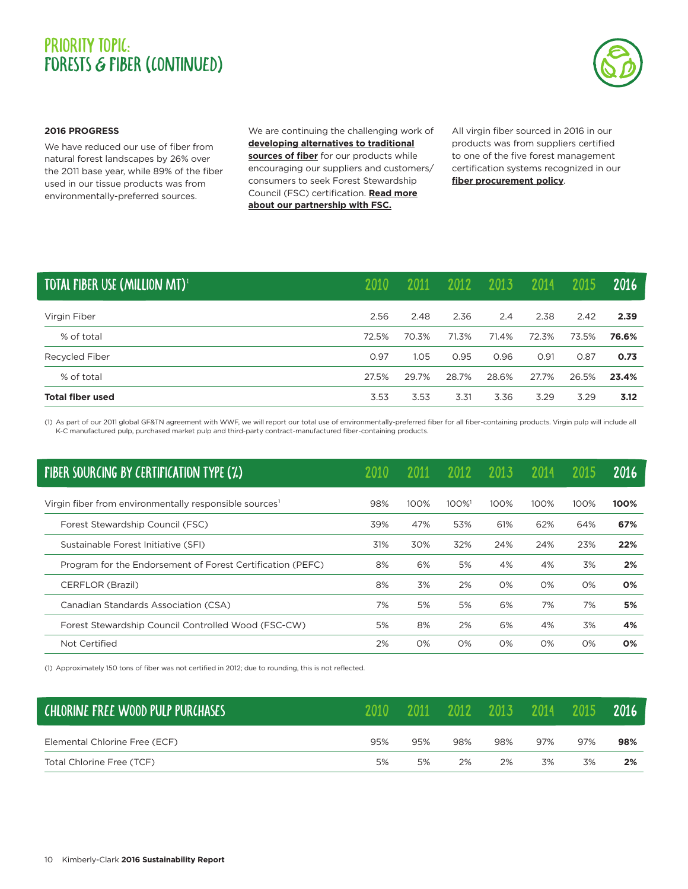# PRIORITY TOPIC: FORESTS & FIBER (CONTINUED)

**2016 PROGRESS**

We have reduced our use of fiber from natural forest landscapes by 26% over the 2011 base year, while 89% of the fiber used in our tissue products was from environmentally-preferred sources.

We are continuing the challenging work of **developing alternatives to traditional sources of fiber** for our products while encouraging our suppliers and customers/consumers to seek Forest Stewardship Council (FSC) certification. **Read more about our partnership with FSC.**

All virgin fiber sourced in 2016 in our products was from suppliers certified to one of the five forest management certification systems recognized in our **fiber procurement policy**.

| TOTAL FIBER USE (MILLION MT)[1] | 2010 | 2011 | 2012 | 2013 | 2014 | 2015 | 2016 |
|---|---|---|---|---|---|---|---|
| Virgin Fiber | 2.56 | 2.48 | 2.36 | 2.4 | 2.38 | 2.42 | **2.39** |
| % of total | 72.5% | 70.3% | 71.3% | 71.4% | 72.3% | 73.5% | **76.6%** |
| Recycled Fiber | 0.97 | 1.05 | 0.95 | 0.96 | 0.91 | 0.87 | **0.73** |
| % of total | 27.5% | 29.7% | 28.7% | 28.6% | 27.7% | 26.5% | **23.4%** |
| **Total fiber used** | 3.53 | 3.53 | 3.31 | 3.36 | 3.29 | 3.29 | **3.12** |

(1) As part of our 2011 global GF&TN agreement with WWF, we will report our total use of environmentally-preferred fiber for all fiber-containing products. Virgin pulp will include all K-C manufactured pulp, purchased market pulp and third-party contract-manufactured fiber-containing products.

| FIBER SOURCING BY CERTIFICATION TYPE (%) | 2010 | 2011 | 2012 | 2013 | 2014 | 2015 | 2016 |
|---|---|---|---|---|---|---|---|
| Virgin fiber from environmentally responsible sources[1] | 98% | 100% | 100%[1] | 100% | 100% | 100% | **100%** |
| Forest Stewardship Council (FSC) | 39% | 47% | 53% | 61% | 62% | 64% | **67%** |
| Sustainable Forest Initiative (SFI) | 31% | 30% | 32% | 24% | 24% | 23% | **22%** |
| Program for the Endorsement of Forest Certification (PEFC) | 8% | 6% | 5% | 4% | 4% | 3% | **2%** |
| CERFLOR (Brazil) | 8% | 3% | 2% | 0% | 0% | 0% | **0%** |
| Canadian Standards Association (CSA) | 7% | 5% | 5% | 6% | 7% | 7% | **5%** |
| Forest Stewardship Council Controlled Wood (FSC-CW) | 5% | 8% | 2% | 6% | 4% | 3% | **4%** |
| Not Certified | 2% | 0% | 0% | 0% | 0% | 0% | **0%** |

(1) Approximately 150 tons of fiber was not certified in 2012; due to rounding, this is not reflected.

| CHLORINE FREE WOOD PULP PURCHASES | 2010 | 2011 | 2012 | 2013 | 2014 | 2015 | 2016 |
|---|---|---|---|---|---|---|---|
| Elemental Chlorine Free (ECF) | 95% | 95% | 98% | 98% | 97% | 97% | **98%** |
| Total Chlorine Free (TCF) | 5% | 5% | 2% | 2% | 3% | 3% | **2%** |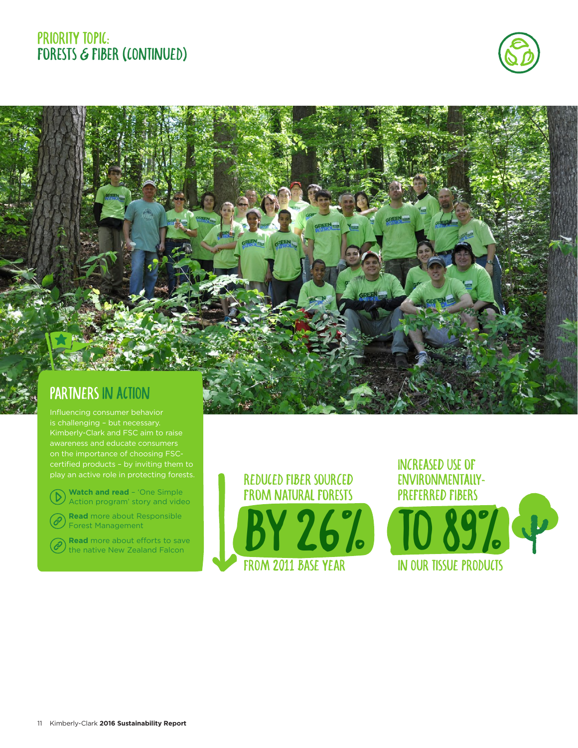# PRIORITY TOPIC: FORESTS & FIBER (CONTINUED)

## PARTNERS IN ACTION

Influencing consumer behavior is challenging – but necessary. Kimberly-Clark and FSC aim to raise awareness and educate consumers on the importance of choosing FSC-certified products – by inviting them to play an active role in protecting forests.

**Watch and read** – 'One Simple Action program' story and video

**Read** more about Responsible Forest Management

**Read** more about efforts to save the native New Zealand Falcon

REDUCED FIBER SOURCED FROM NATURAL FORESTS **BY 26%** FROM 2011 BASE YEAR

INCREASED USE OF ENVIRONMENTALLY-PREFERRED FIBERS **TO 89%** IN OUR TISSUE PRODUCTS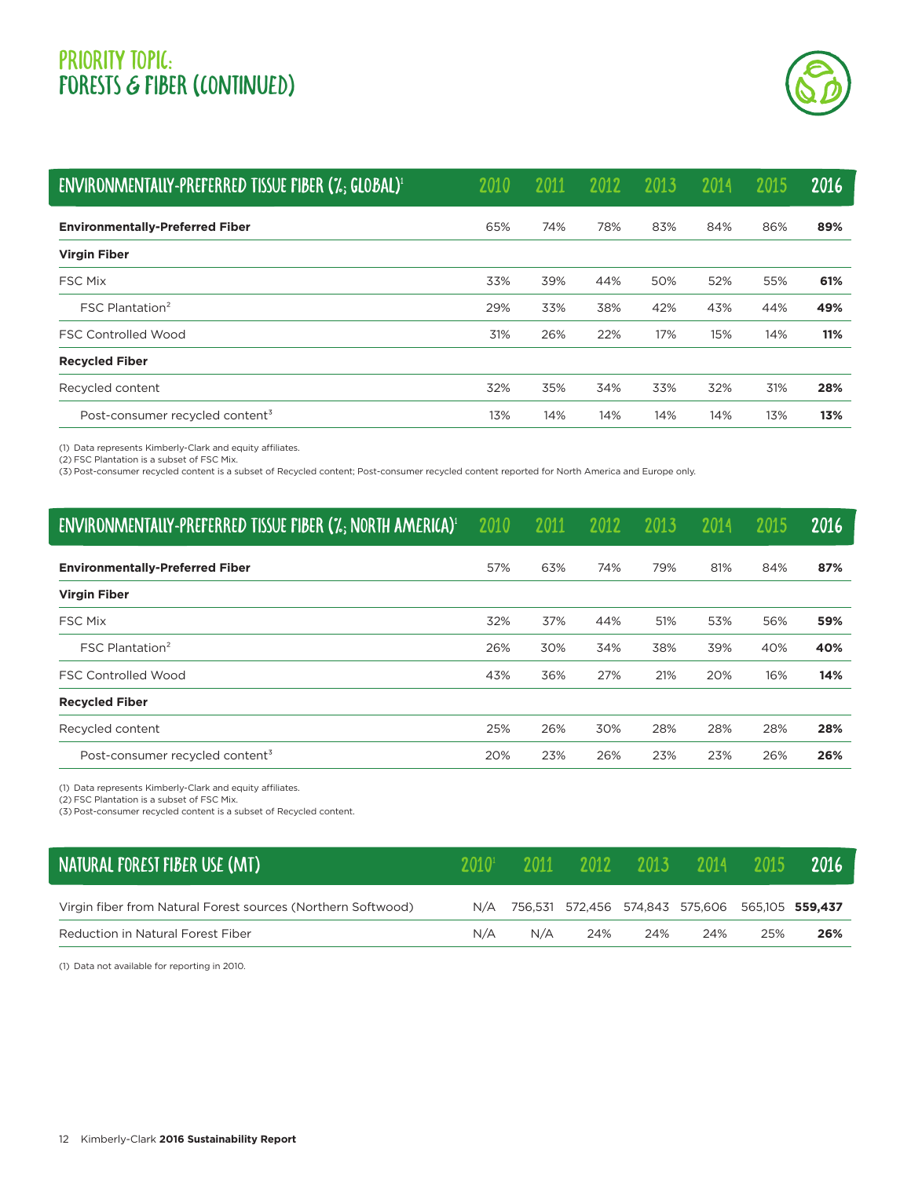# PRIORITY TOPIC: FORESTS & FIBER (CONTINUED)

| ENVIRONMENTALLY-PREFERRED TISSUE FIBER (%; GLOBAL)[1] | 2010 | 2011 | 2012 | 2013 | 2014 | 2015 | 2016 |
|---|---|---|---|---|---|---|---|
| **Environmentally-Preferred Fiber** | 65% | 74% | 78% | 83% | 84% | 86% | **89%** |
| **Virgin Fiber** | | | | | | | |
| FSC Mix | 33% | 39% | 44% | 50% | 52% | 55% | **61%** |
| FSC Plantation[2] | 29% | 33% | 38% | 42% | 43% | 44% | **49%** |
| FSC Controlled Wood | 31% | 26% | 22% | 17% | 15% | 14% | **11%** |
| **Recycled Fiber** | | | | | | | |
| Recycled content | 32% | 35% | 34% | 33% | 32% | 31% | **28%** |
| Post-consumer recycled content[3] | 13% | 14% | 14% | 14% | 14% | 13% | **13%** |

(1) Data represents Kimberly-Clark and equity affiliates.
(2) FSC Plantation is a subset of FSC Mix.
(3) Post-consumer recycled content is a subset of Recycled content; Post-consumer recycled content reported for North America and Europe only.

| ENVIRONMENTALLY-PREFERRED TISSUE FIBER (%; NORTH AMERICA)[1] | 2010 | 2011 | 2012 | 2013 | 2014 | 2015 | 2016 |
|---|---|---|---|---|---|---|---|
| **Environmentally-Preferred Fiber** | 57% | 63% | 74% | 79% | 81% | 84% | **87%** |
| **Virgin Fiber** | | | | | | | |
| FSC Mix | 32% | 37% | 44% | 51% | 53% | 56% | **59%** |
| FSC Plantation[2] | 26% | 30% | 34% | 38% | 39% | 40% | **40%** |
| FSC Controlled Wood | 43% | 36% | 27% | 21% | 20% | 16% | **14%** |
| **Recycled Fiber** | | | | | | | |
| Recycled content | 25% | 26% | 30% | 28% | 28% | 28% | **28%** |
| Post-consumer recycled content[3] | 20% | 23% | 26% | 23% | 23% | 26% | **26%** |

(1) Data represents Kimberly-Clark and equity affiliates.
(2) FSC Plantation is a subset of FSC Mix.
(3) Post-consumer recycled content is a subset of Recycled content.

| NATURAL FOREST FIBER USE (MT) | 2010[1] | 2011 | 2012 | 2013 | 2014 | 2015 | 2016 |
|---|---|---|---|---|---|---|---|
| Virgin fiber from Natural Forest sources (Northern Softwood) | N/A | 756,531 | 572,456 | 574,843 | 575,606 | 565,105 | **559,437** |
| Reduction in Natural Forest Fiber | N/A | N/A | 24% | 24% | 24% | 25% | **26%** |

(1) Data not available for reporting in 2010.